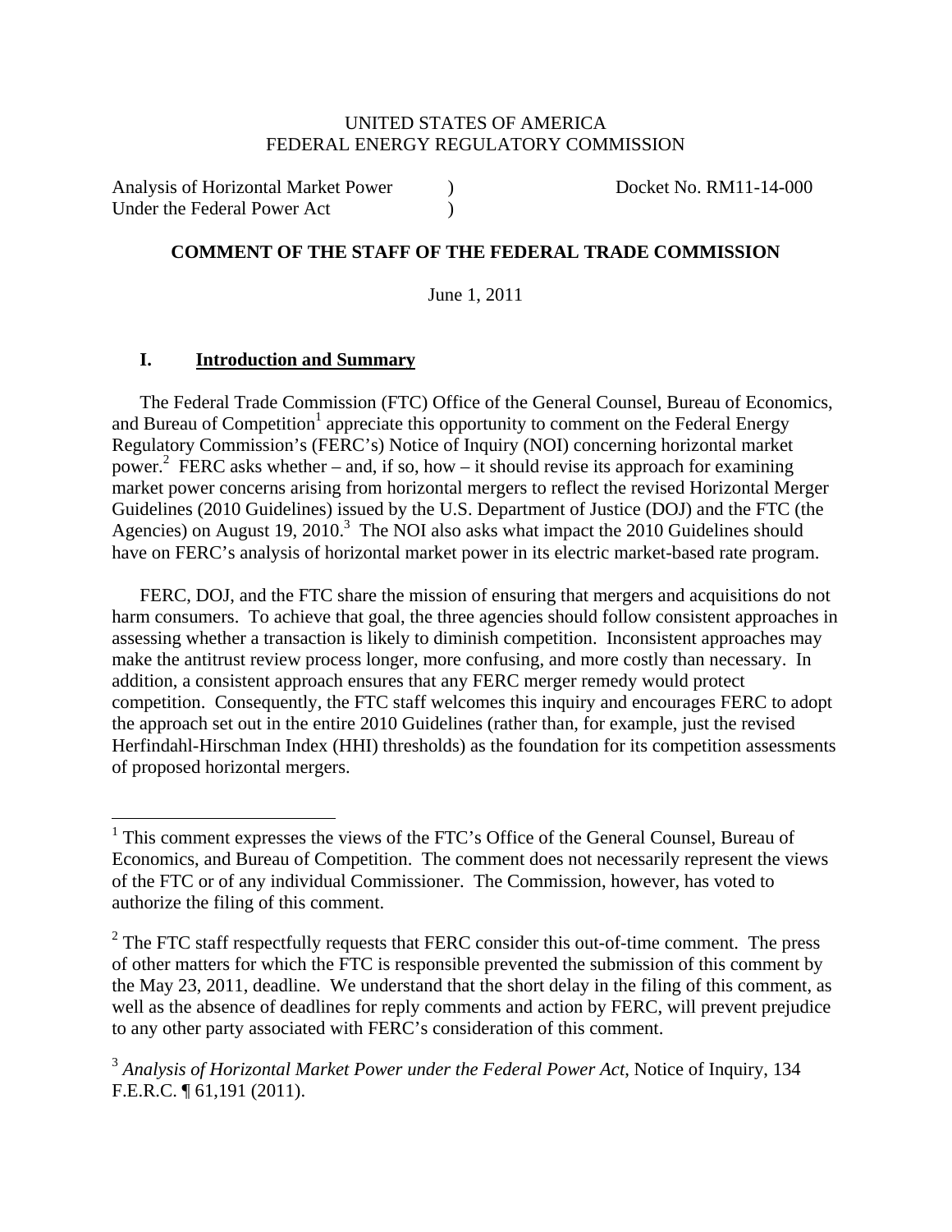UNITED STATES OF AMERICA
FEDERAL ENERGY REGULATORY COMMISSION

| | | |
|---|---|---|
| Analysis of Horizontal Market Power Under the Federal Power Act | ) ) | Docket No. RM11-14-000 |

**COMMENT OF THE STAFF OF THE FEDERAL TRADE COMMISSION**

June 1, 2011

## I. Introduction and Summary

The Federal Trade Commission (FTC) Office of the General Counsel, Bureau of Economics, and Bureau of Competition[1] appreciate this opportunity to comment on the Federal Energy Regulatory Commission's (FERC's) Notice of Inquiry (NOI) concerning horizontal market power.[2] FERC asks whether – and, if so, how – it should revise its approach for examining market power concerns arising from horizontal mergers to reflect the revised Horizontal Merger Guidelines (2010 Guidelines) issued by the U.S. Department of Justice (DOJ) and the FTC (the Agencies) on August 19, 2010.[3] The NOI also asks what impact the 2010 Guidelines should have on FERC's analysis of horizontal market power in its electric market-based rate program.

FERC, DOJ, and the FTC share the mission of ensuring that mergers and acquisitions do not harm consumers. To achieve that goal, the three agencies should follow consistent approaches in assessing whether a transaction is likely to diminish competition. Inconsistent approaches may make the antitrust review process longer, more confusing, and more costly than necessary. In addition, a consistent approach ensures that any FERC merger remedy would protect competition. Consequently, the FTC staff welcomes this inquiry and encourages FERC to adopt the approach set out in the entire 2010 Guidelines (rather than, for example, just the revised Herfindahl-Hirschman Index (HHI) thresholds) as the foundation for its competition assessments of proposed horizontal mergers.

---

[1] This comment expresses the views of the FTC's Office of the General Counsel, Bureau of Economics, and Bureau of Competition. The comment does not necessarily represent the views of the FTC or of any individual Commissioner. The Commission, however, has voted to authorize the filing of this comment.

[2] The FTC staff respectfully requests that FERC consider this out-of-time comment. The press of other matters for which the FTC is responsible prevented the submission of this comment by the May 23, 2011, deadline. We understand that the short delay in the filing of this comment, as well as the absence of deadlines for reply comments and action by FERC, will prevent prejudice to any other party associated with FERC's consideration of this comment.

[3] *Analysis of Horizontal Market Power under the Federal Power Act*, Notice of Inquiry, 134 F.E.R.C. ¶ 61,191 (2011).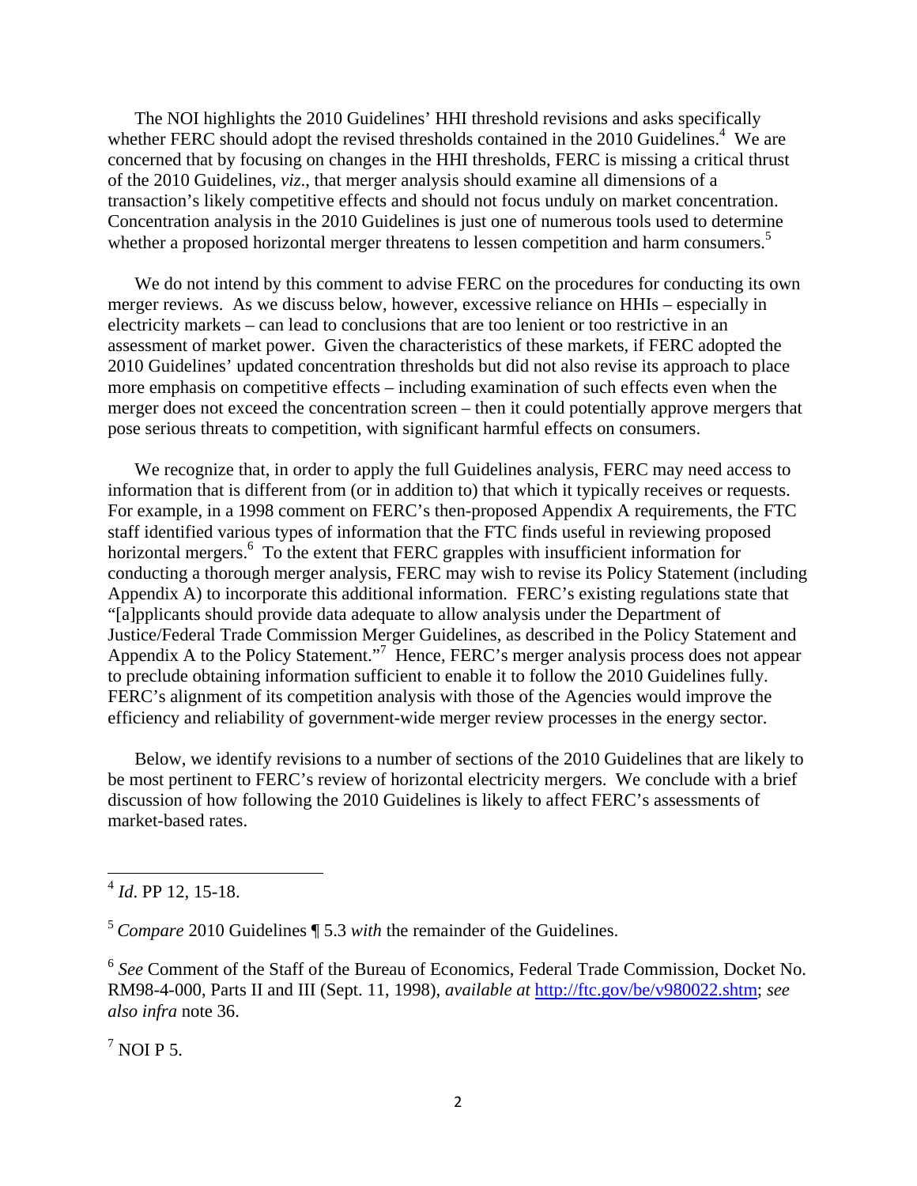The NOI highlights the 2010 Guidelines' HHI threshold revisions and asks specifically whether FERC should adopt the revised thresholds contained in the 2010 Guidelines.[4] We are concerned that by focusing on changes in the HHI thresholds, FERC is missing a critical thrust of the 2010 Guidelines, *viz*., that merger analysis should examine all dimensions of a transaction's likely competitive effects and should not focus unduly on market concentration. Concentration analysis in the 2010 Guidelines is just one of numerous tools used to determine whether a proposed horizontal merger threatens to lessen competition and harm consumers.[5]

We do not intend by this comment to advise FERC on the procedures for conducting its own merger reviews. As we discuss below, however, excessive reliance on HHIs – especially in electricity markets – can lead to conclusions that are too lenient or too restrictive in an assessment of market power. Given the characteristics of these markets, if FERC adopted the 2010 Guidelines' updated concentration thresholds but did not also revise its approach to place more emphasis on competitive effects – including examination of such effects even when the merger does not exceed the concentration screen – then it could potentially approve mergers that pose serious threats to competition, with significant harmful effects on consumers.

We recognize that, in order to apply the full Guidelines analysis, FERC may need access to information that is different from (or in addition to) that which it typically receives or requests. For example, in a 1998 comment on FERC's then-proposed Appendix A requirements, the FTC staff identified various types of information that the FTC finds useful in reviewing proposed horizontal mergers.[6] To the extent that FERC grapples with insufficient information for conducting a thorough merger analysis, FERC may wish to revise its Policy Statement (including Appendix A) to incorporate this additional information. FERC's existing regulations state that "[a]pplicants should provide data adequate to allow analysis under the Department of Justice/Federal Trade Commission Merger Guidelines, as described in the Policy Statement and Appendix A to the Policy Statement."[7] Hence, FERC's merger analysis process does not appear to preclude obtaining information sufficient to enable it to follow the 2010 Guidelines fully. FERC's alignment of its competition analysis with those of the Agencies would improve the efficiency and reliability of government-wide merger review processes in the energy sector.

Below, we identify revisions to a number of sections of the 2010 Guidelines that are likely to be most pertinent to FERC's review of horizontal electricity mergers. We conclude with a brief discussion of how following the 2010 Guidelines is likely to affect FERC's assessments of market-based rates.

---

[4] *Id*. PP 12, 15-18.

[5] *Compare* 2010 Guidelines ¶ 5.3 *with* the remainder of the Guidelines.

[6] *See* Comment of the Staff of the Bureau of Economics, Federal Trade Commission, Docket No. RM98-4-000, Parts II and III (Sept. 11, 1998), *available at* http://ftc.gov/be/v980022.shtm; *see also infra* note 36.

[7] NOI P 5.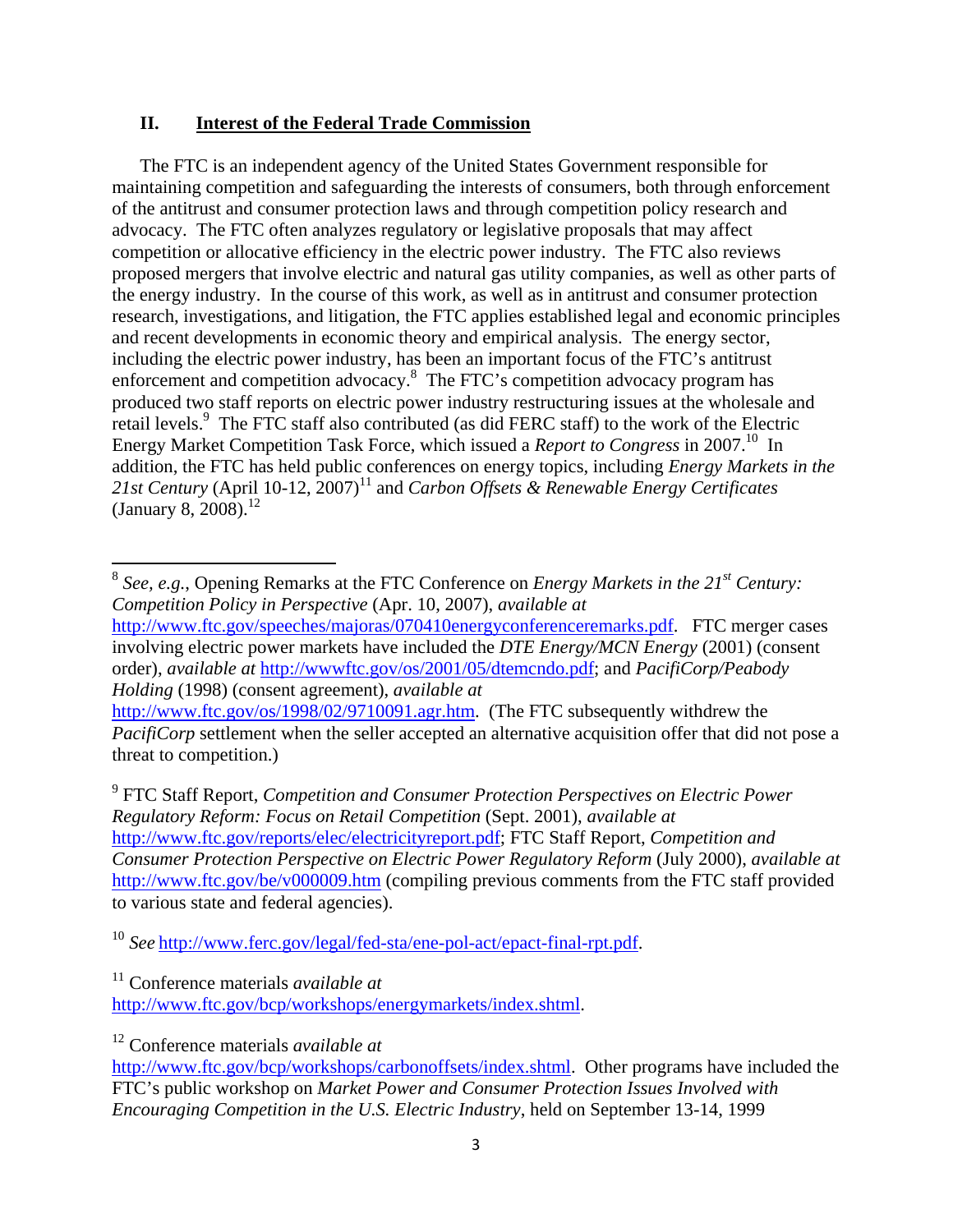## II. <u>Interest of the Federal Trade Commission</u>

The FTC is an independent agency of the United States Government responsible for maintaining competition and safeguarding the interests of consumers, both through enforcement of the antitrust and consumer protection laws and through competition policy research and advocacy. The FTC often analyzes regulatory or legislative proposals that may affect competition or allocative efficiency in the electric power industry. The FTC also reviews proposed mergers that involve electric and natural gas utility companies, as well as other parts of the energy industry. In the course of this work, as well as in antitrust and consumer protection research, investigations, and litigation, the FTC applies established legal and economic principles and recent developments in economic theory and empirical analysis. The energy sector, including the electric power industry, has been an important focus of the FTC's antitrust enforcement and competition advocacy.[8] The FTC's competition advocacy program has produced two staff reports on electric power industry restructuring issues at the wholesale and retail levels.[9] The FTC staff also contributed (as did FERC staff) to the work of the Electric Energy Market Competition Task Force, which issued a *Report to Congress* in 2007.[10] In addition, the FTC has held public conferences on energy topics, including *Energy Markets in the 21st Century* (April 10-12, 2007)[11] and *Carbon Offsets & Renewable Energy Certificates* (January 8, 2008).[12]

---

[8] *See, e.g.*, Opening Remarks at the FTC Conference on *Energy Markets in the 21st Century: Competition Policy in Perspective* (Apr. 10, 2007), *available at* http://www.ftc.gov/speeches/majoras/070410energyconferenceremarks.pdf. FTC merger cases involving electric power markets have included the *DTE Energy/MCN Energy* (2001) (consent order), *available at* http://wwwftc.gov/os/2001/05/dtemcndo.pdf; and *PacifiCorp/Peabody Holding* (1998) (consent agreement), *available at* http://www.ftc.gov/os/1998/02/9710091.agr.htm. (The FTC subsequently withdrew the *PacifiCorp* settlement when the seller accepted an alternative acquisition offer that did not pose a threat to competition.)

[9] FTC Staff Report, *Competition and Consumer Protection Perspectives on Electric Power Regulatory Reform: Focus on Retail Competition* (Sept. 2001), *available at* http://www.ftc.gov/reports/elec/electricityreport.pdf; FTC Staff Report, *Competition and Consumer Protection Perspective on Electric Power Regulatory Reform* (July 2000), *available at* http://www.ftc.gov/be/v000009.htm (compiling previous comments from the FTC staff provided to various state and federal agencies).

[10] *See* http://www.ferc.gov/legal/fed-sta/ene-pol-act/epact-final-rpt.pdf.

[11] Conference materials *available at* http://www.ftc.gov/bcp/workshops/energymarkets/index.shtml.

[12] Conference materials *available at* http://www.ftc.gov/bcp/workshops/carbonoffsets/index.shtml. Other programs have included the FTC's public workshop on *Market Power and Consumer Protection Issues Involved with Encouraging Competition in the U.S. Electric Industry*, held on September 13-14, 1999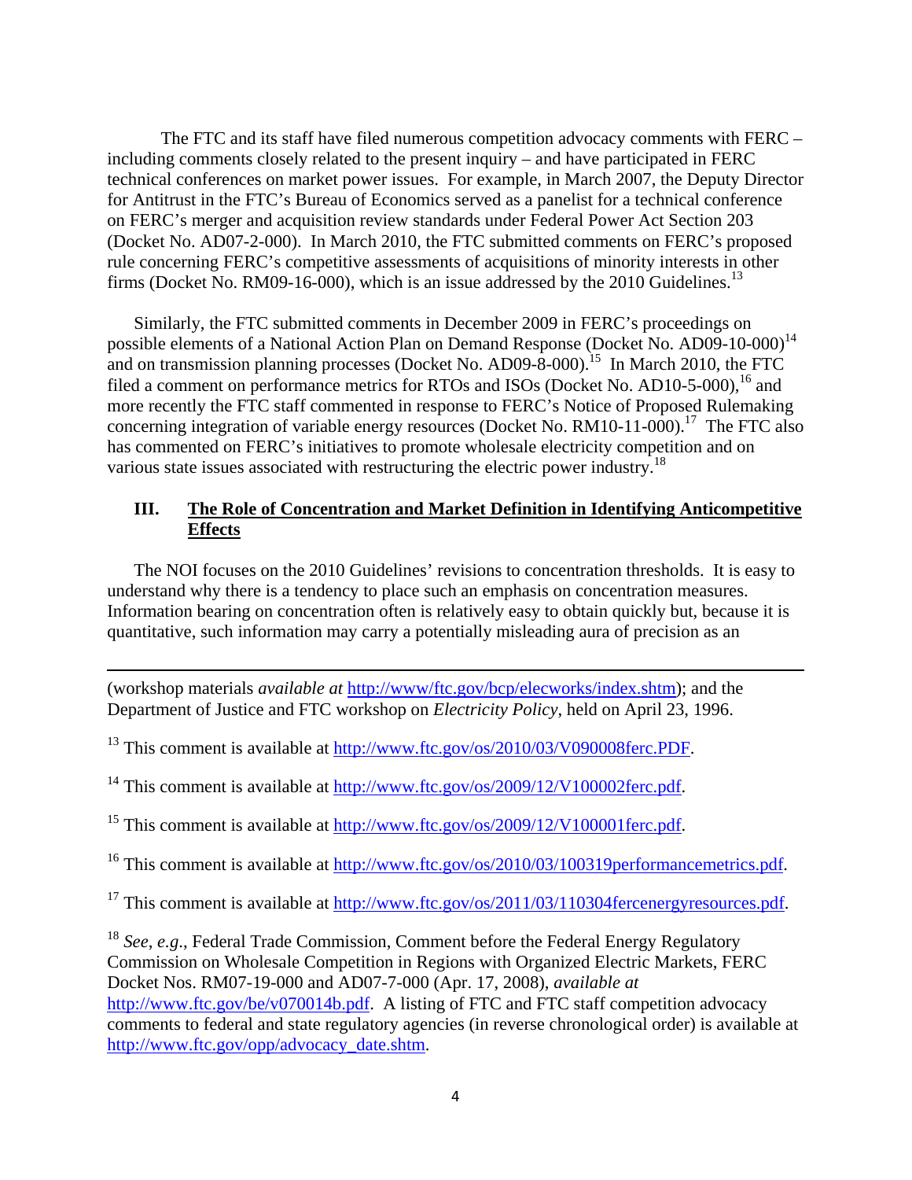The FTC and its staff have filed numerous competition advocacy comments with FERC – including comments closely related to the present inquiry – and have participated in FERC technical conferences on market power issues. For example, in March 2007, the Deputy Director for Antitrust in the FTC's Bureau of Economics served as a panelist for a technical conference on FERC's merger and acquisition review standards under Federal Power Act Section 203 (Docket No. AD07-2-000). In March 2010, the FTC submitted comments on FERC's proposed rule concerning FERC's competitive assessments of acquisitions of minority interests in other firms (Docket No. RM09-16-000), which is an issue addressed by the 2010 Guidelines.[13]

Similarly, the FTC submitted comments in December 2009 in FERC's proceedings on possible elements of a National Action Plan on Demand Response (Docket No. AD09-10-000)[14] and on transmission planning processes (Docket No. AD09-8-000).[15] In March 2010, the FTC filed a comment on performance metrics for RTOs and ISOs (Docket No. AD10-5-000),[16] and more recently the FTC staff commented in response to FERC's Notice of Proposed Rulemaking concerning integration of variable energy resources (Docket No. RM10-11-000).[17] The FTC also has commented on FERC's initiatives to promote wholesale electricity competition and on various state issues associated with restructuring the electric power industry.[18]

## III. The Role of Concentration and Market Definition in Identifying Anticompetitive Effects

The NOI focuses on the 2010 Guidelines' revisions to concentration thresholds. It is easy to understand why there is a tendency to place such an emphasis on concentration measures. Information bearing on concentration often is relatively easy to obtain quickly but, because it is quantitative, such information may carry a potentially misleading aura of precision as an

---

(workshop materials *available at* http://www/ftc.gov/bcp/elecworks/index.shtm); and the Department of Justice and FTC workshop on *Electricity Policy*, held on April 23, 1996.

[13] This comment is available at http://www.ftc.gov/os/2010/03/V090008ferc.PDF.

[14] This comment is available at http://www.ftc.gov/os/2009/12/V100002ferc.pdf.

[15] This comment is available at http://www.ftc.gov/os/2009/12/V100001ferc.pdf.

[16] This comment is available at http://www.ftc.gov/os/2010/03/100319performancemetrics.pdf.

[17] This comment is available at http://www.ftc.gov/os/2011/03/110304fercenergyresources.pdf.

[18] *See, e.g.*, Federal Trade Commission, Comment before the Federal Energy Regulatory Commission on Wholesale Competition in Regions with Organized Electric Markets, FERC Docket Nos. RM07-19-000 and AD07-7-000 (Apr. 17, 2008), *available at* http://www.ftc.gov/be/v070014b.pdf. A listing of FTC and FTC staff competition advocacy comments to federal and state regulatory agencies (in reverse chronological order) is available at http://www.ftc.gov/opp/advocacy_date.shtm.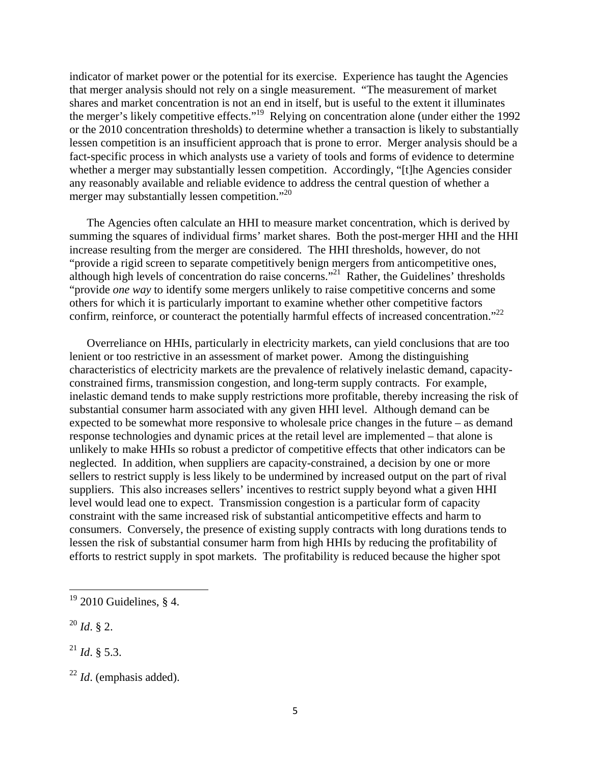indicator of market power or the potential for its exercise. Experience has taught the Agencies that merger analysis should not rely on a single measurement. "The measurement of market shares and market concentration is not an end in itself, but is useful to the extent it illuminates the merger's likely competitive effects."[19] Relying on concentration alone (under either the 1992 or the 2010 concentration thresholds) to determine whether a transaction is likely to substantially lessen competition is an insufficient approach that is prone to error. Merger analysis should be a fact-specific process in which analysts use a variety of tools and forms of evidence to determine whether a merger may substantially lessen competition. Accordingly, "[t]he Agencies consider any reasonably available and reliable evidence to address the central question of whether a merger may substantially lessen competition."[20]

The Agencies often calculate an HHI to measure market concentration, which is derived by summing the squares of individual firms' market shares. Both the post-merger HHI and the HHI increase resulting from the merger are considered. The HHI thresholds, however, do not "provide a rigid screen to separate competitively benign mergers from anticompetitive ones, although high levels of concentration do raise concerns."[21] Rather, the Guidelines' thresholds "provide *one way* to identify some mergers unlikely to raise competitive concerns and some others for which it is particularly important to examine whether other competitive factors confirm, reinforce, or counteract the potentially harmful effects of increased concentration."[22]

Overreliance on HHIs, particularly in electricity markets, can yield conclusions that are too lenient or too restrictive in an assessment of market power. Among the distinguishing characteristics of electricity markets are the prevalence of relatively inelastic demand, capacity-constrained firms, transmission congestion, and long-term supply contracts. For example, inelastic demand tends to make supply restrictions more profitable, thereby increasing the risk of substantial consumer harm associated with any given HHI level. Although demand can be expected to be somewhat more responsive to wholesale price changes in the future – as demand response technologies and dynamic prices at the retail level are implemented – that alone is unlikely to make HHIs so robust a predictor of competitive effects that other indicators can be neglected. In addition, when suppliers are capacity-constrained, a decision by one or more sellers to restrict supply is less likely to be undermined by increased output on the part of rival suppliers. This also increases sellers' incentives to restrict supply beyond what a given HHI level would lead one to expect. Transmission congestion is a particular form of capacity constraint with the same increased risk of substantial anticompetitive effects and harm to consumers. Conversely, the presence of existing supply contracts with long durations tends to lessen the risk of substantial consumer harm from high HHIs by reducing the profitability of efforts to restrict supply in spot markets. The profitability is reduced because the higher spot

---

[19] 2010 Guidelines, § 4.

[20] *Id*. § 2.

[21] *Id*. § 5.3.

[22] *Id*. (emphasis added).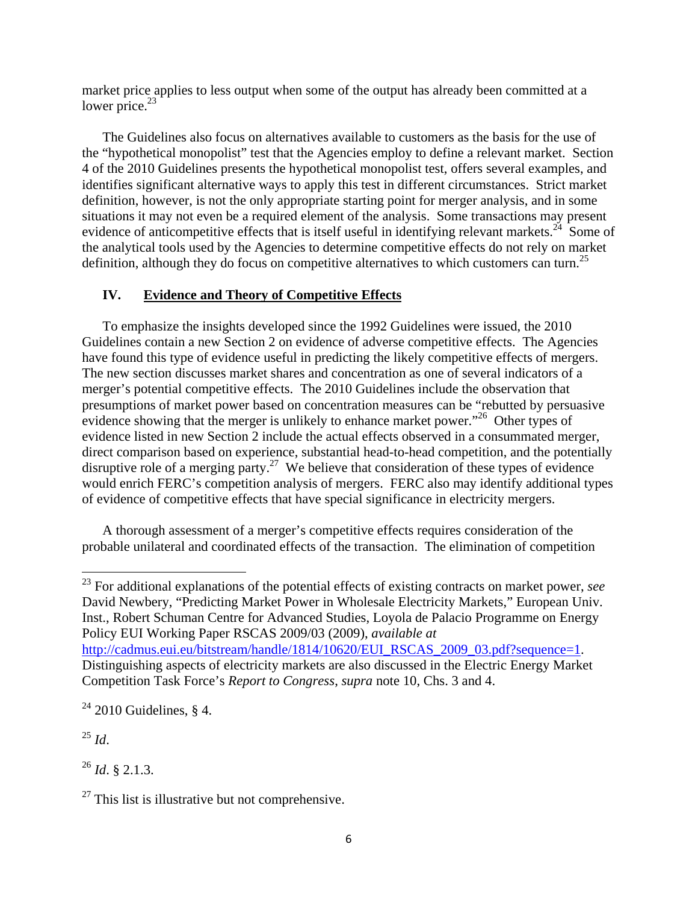market price applies to less output when some of the output has already been committed at a lower price.[23]

The Guidelines also focus on alternatives available to customers as the basis for the use of the "hypothetical monopolist" test that the Agencies employ to define a relevant market. Section 4 of the 2010 Guidelines presents the hypothetical monopolist test, offers several examples, and identifies significant alternative ways to apply this test in different circumstances. Strict market definition, however, is not the only appropriate starting point for merger analysis, and in some situations it may not even be a required element of the analysis. Some transactions may present evidence of anticompetitive effects that is itself useful in identifying relevant markets.[24] Some of the analytical tools used by the Agencies to determine competitive effects do not rely on market definition, although they do focus on competitive alternatives to which customers can turn.[25]

## IV. <u>Evidence and Theory of Competitive Effects</u>

To emphasize the insights developed since the 1992 Guidelines were issued, the 2010 Guidelines contain a new Section 2 on evidence of adverse competitive effects. The Agencies have found this type of evidence useful in predicting the likely competitive effects of mergers. The new section discusses market shares and concentration as one of several indicators of a merger's potential competitive effects. The 2010 Guidelines include the observation that presumptions of market power based on concentration measures can be "rebutted by persuasive evidence showing that the merger is unlikely to enhance market power."[26] Other types of evidence listed in new Section 2 include the actual effects observed in a consummated merger, direct comparison based on experience, substantial head-to-head competition, and the potentially disruptive role of a merging party.[27] We believe that consideration of these types of evidence would enrich FERC's competition analysis of mergers. FERC also may identify additional types of evidence of competitive effects that have special significance in electricity mergers.

A thorough assessment of a merger's competitive effects requires consideration of the probable unilateral and coordinated effects of the transaction. The elimination of competition

---

[23] For additional explanations of the potential effects of existing contracts on market power, *see* David Newbery, "Predicting Market Power in Wholesale Electricity Markets," European Univ. Inst., Robert Schuman Centre for Advanced Studies, Loyola de Palacio Programme on Energy Policy EUI Working Paper RSCAS 2009/03 (2009), *available at* http://cadmus.eui.eu/bitstream/handle/1814/10620/EUI_RSCAS_2009_03.pdf?sequence=1. Distinguishing aspects of electricity markets are also discussed in the Electric Energy Market Competition Task Force's *Report to Congress*, *supra* note 10, Chs. 3 and 4.

[24] 2010 Guidelines, § 4.

[25] *Id*.

[26] *Id*. § 2.1.3.

[27] This list is illustrative but not comprehensive.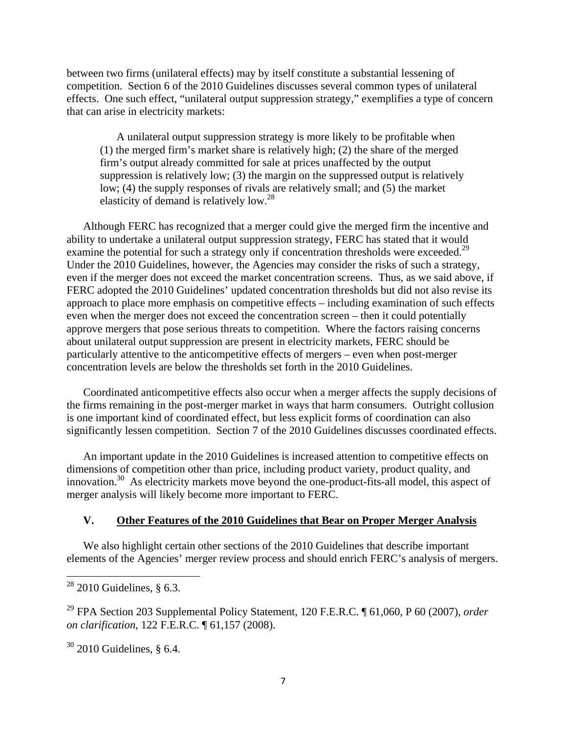between two firms (unilateral effects) may by itself constitute a substantial lessening of competition. Section 6 of the 2010 Guidelines discusses several common types of unilateral effects. One such effect, "unilateral output suppression strategy," exemplifies a type of concern that can arise in electricity markets:

> A unilateral output suppression strategy is more likely to be profitable when (1) the merged firm's market share is relatively high; (2) the share of the merged firm's output already committed for sale at prices unaffected by the output suppression is relatively low; (3) the margin on the suppressed output is relatively low; (4) the supply responses of rivals are relatively small; and (5) the market elasticity of demand is relatively low.[28]

Although FERC has recognized that a merger could give the merged firm the incentive and ability to undertake a unilateral output suppression strategy, FERC has stated that it would examine the potential for such a strategy only if concentration thresholds were exceeded.[29] Under the 2010 Guidelines, however, the Agencies may consider the risks of such a strategy, even if the merger does not exceed the market concentration screens. Thus, as we said above, if FERC adopted the 2010 Guidelines' updated concentration thresholds but did not also revise its approach to place more emphasis on competitive effects – including examination of such effects even when the merger does not exceed the concentration screen – then it could potentially approve mergers that pose serious threats to competition. Where the factors raising concerns about unilateral output suppression are present in electricity markets, FERC should be particularly attentive to the anticompetitive effects of mergers – even when post-merger concentration levels are below the thresholds set forth in the 2010 Guidelines.

Coordinated anticompetitive effects also occur when a merger affects the supply decisions of the firms remaining in the post-merger market in ways that harm consumers. Outright collusion is one important kind of coordinated effect, but less explicit forms of coordination can also significantly lessen competition. Section 7 of the 2010 Guidelines discusses coordinated effects.

An important update in the 2010 Guidelines is increased attention to competitive effects on dimensions of competition other than price, including product variety, product quality, and innovation.[30] As electricity markets move beyond the one-product-fits-all model, this aspect of merger analysis will likely become more important to FERC.

## V. Other Features of the 2010 Guidelines that Bear on Proper Merger Analysis

We also highlight certain other sections of the 2010 Guidelines that describe important elements of the Agencies' merger review process and should enrich FERC's analysis of mergers.

---

[28] 2010 Guidelines, § 6.3.

[29] FPA Section 203 Supplemental Policy Statement, 120 F.E.R.C. ¶ 61,060, P 60 (2007), *order on clarification*, 122 F.E.R.C. ¶ 61,157 (2008).

[30] 2010 Guidelines, § 6.4.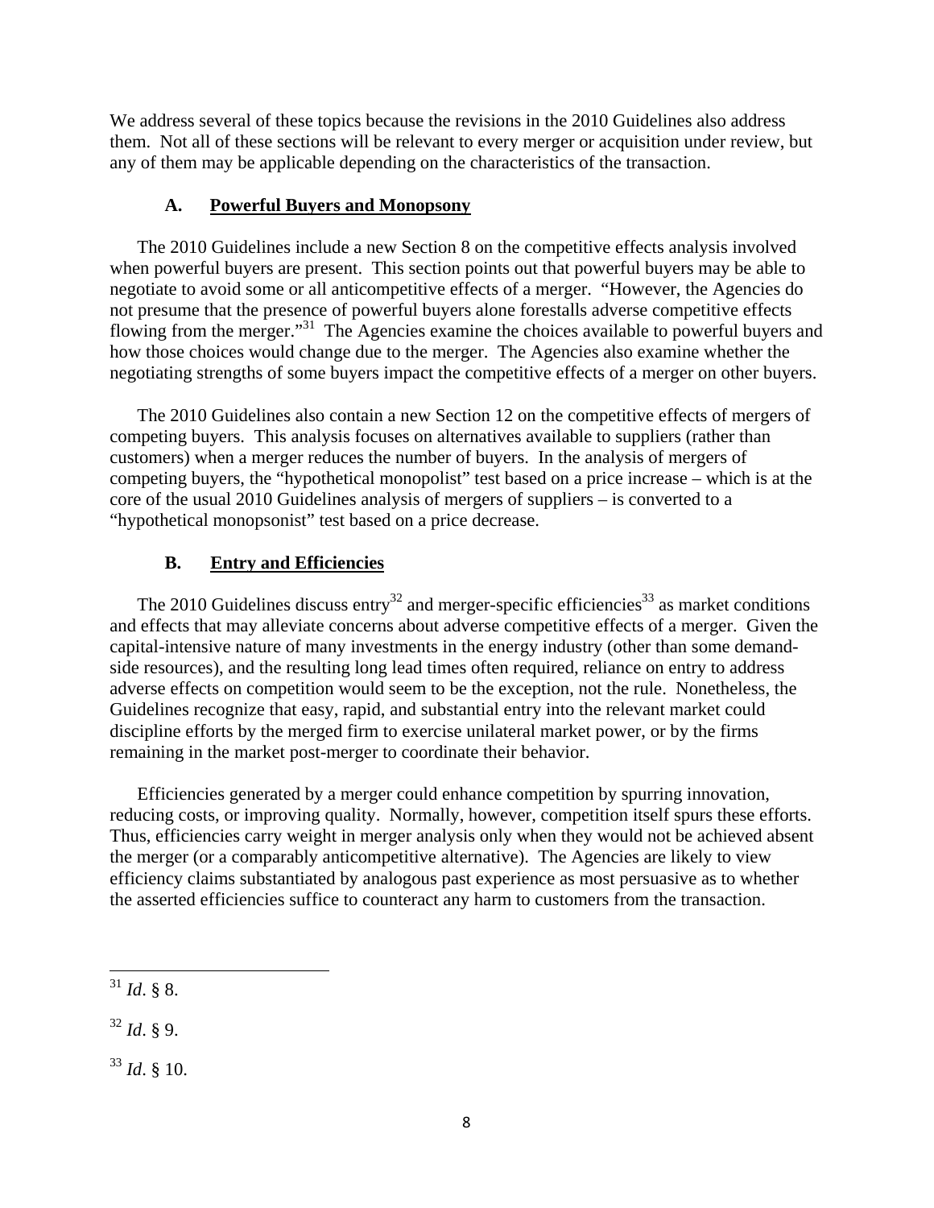We address several of these topics because the revisions in the 2010 Guidelines also address them. Not all of these sections will be relevant to every merger or acquisition under review, but any of them may be applicable depending on the characteristics of the transaction.

### A. Powerful Buyers and Monopsony

The 2010 Guidelines include a new Section 8 on the competitive effects analysis involved when powerful buyers are present. This section points out that powerful buyers may be able to negotiate to avoid some or all anticompetitive effects of a merger. "However, the Agencies do not presume that the presence of powerful buyers alone forestalls adverse competitive effects flowing from the merger."[31] The Agencies examine the choices available to powerful buyers and how those choices would change due to the merger. The Agencies also examine whether the negotiating strengths of some buyers impact the competitive effects of a merger on other buyers.

The 2010 Guidelines also contain a new Section 12 on the competitive effects of mergers of competing buyers. This analysis focuses on alternatives available to suppliers (rather than customers) when a merger reduces the number of buyers. In the analysis of mergers of competing buyers, the "hypothetical monopolist" test based on a price increase – which is at the core of the usual 2010 Guidelines analysis of mergers of suppliers – is converted to a "hypothetical monopsonist" test based on a price decrease.

### B. Entry and Efficiencies

The 2010 Guidelines discuss entry[32] and merger-specific efficiencies[33] as market conditions and effects that may alleviate concerns about adverse competitive effects of a merger. Given the capital-intensive nature of many investments in the energy industry (other than some demand-side resources), and the resulting long lead times often required, reliance on entry to address adverse effects on competition would seem to be the exception, not the rule. Nonetheless, the Guidelines recognize that easy, rapid, and substantial entry into the relevant market could discipline efforts by the merged firm to exercise unilateral market power, or by the firms remaining in the market post-merger to coordinate their behavior.

Efficiencies generated by a merger could enhance competition by spurring innovation, reducing costs, or improving quality. Normally, however, competition itself spurs these efforts. Thus, efficiencies carry weight in merger analysis only when they would not be achieved absent the merger (or a comparably anticompetitive alternative). The Agencies are likely to view efficiency claims substantiated by analogous past experience as most persuasive as to whether the asserted efficiencies suffice to counteract any harm to customers from the transaction.

---

[31] *Id*. § 8.

[32] *Id*. § 9.

[33] *Id*. § 10.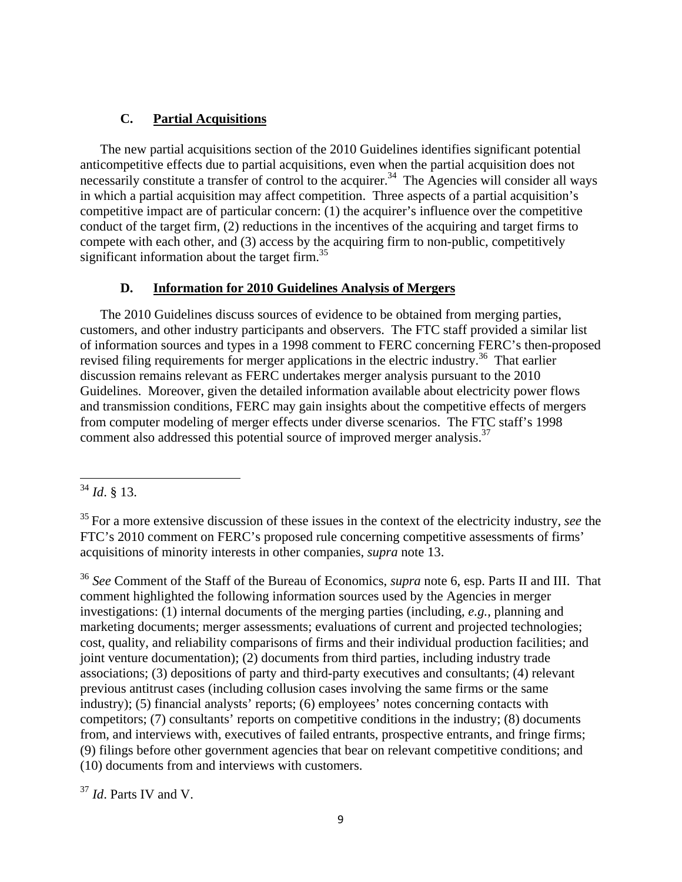### C. Partial Acquisitions

The new partial acquisitions section of the 2010 Guidelines identifies significant potential anticompetitive effects due to partial acquisitions, even when the partial acquisition does not necessarily constitute a transfer of control to the acquirer.[34] The Agencies will consider all ways in which a partial acquisition may affect competition. Three aspects of a partial acquisition's competitive impact are of particular concern: (1) the acquirer's influence over the competitive conduct of the target firm, (2) reductions in the incentives of the acquiring and target firms to compete with each other, and (3) access by the acquiring firm to non-public, competitively significant information about the target firm.[35]

### D. Information for 2010 Guidelines Analysis of Mergers

The 2010 Guidelines discuss sources of evidence to be obtained from merging parties, customers, and other industry participants and observers. The FTC staff provided a similar list of information sources and types in a 1998 comment to FERC concerning FERC's then-proposed revised filing requirements for merger applications in the electric industry.[36] That earlier discussion remains relevant as FERC undertakes merger analysis pursuant to the 2010 Guidelines. Moreover, given the detailed information available about electricity power flows and transmission conditions, FERC may gain insights about the competitive effects of mergers from computer modeling of merger effects under diverse scenarios. The FTC staff's 1998 comment also addressed this potential source of improved merger analysis.[37]

---

[34] *Id*. § 13.

[35] For a more extensive discussion of these issues in the context of the electricity industry, *see* the FTC's 2010 comment on FERC's proposed rule concerning competitive assessments of firms' acquisitions of minority interests in other companies, *supra* note 13.

[36] *See* Comment of the Staff of the Bureau of Economics, *supra* note 6, esp. Parts II and III. That comment highlighted the following information sources used by the Agencies in merger investigations: (1) internal documents of the merging parties (including, *e.g.*, planning and marketing documents; merger assessments; evaluations of current and projected technologies; cost, quality, and reliability comparisons of firms and their individual production facilities; and joint venture documentation); (2) documents from third parties, including industry trade associations; (3) depositions of party and third-party executives and consultants; (4) relevant previous antitrust cases (including collusion cases involving the same firms or the same industry); (5) financial analysts' reports; (6) employees' notes concerning contacts with competitors; (7) consultants' reports on competitive conditions in the industry; (8) documents from, and interviews with, executives of failed entrants, prospective entrants, and fringe firms; (9) filings before other government agencies that bear on relevant competitive conditions; and (10) documents from and interviews with customers.

[37] *Id*. Parts IV and V.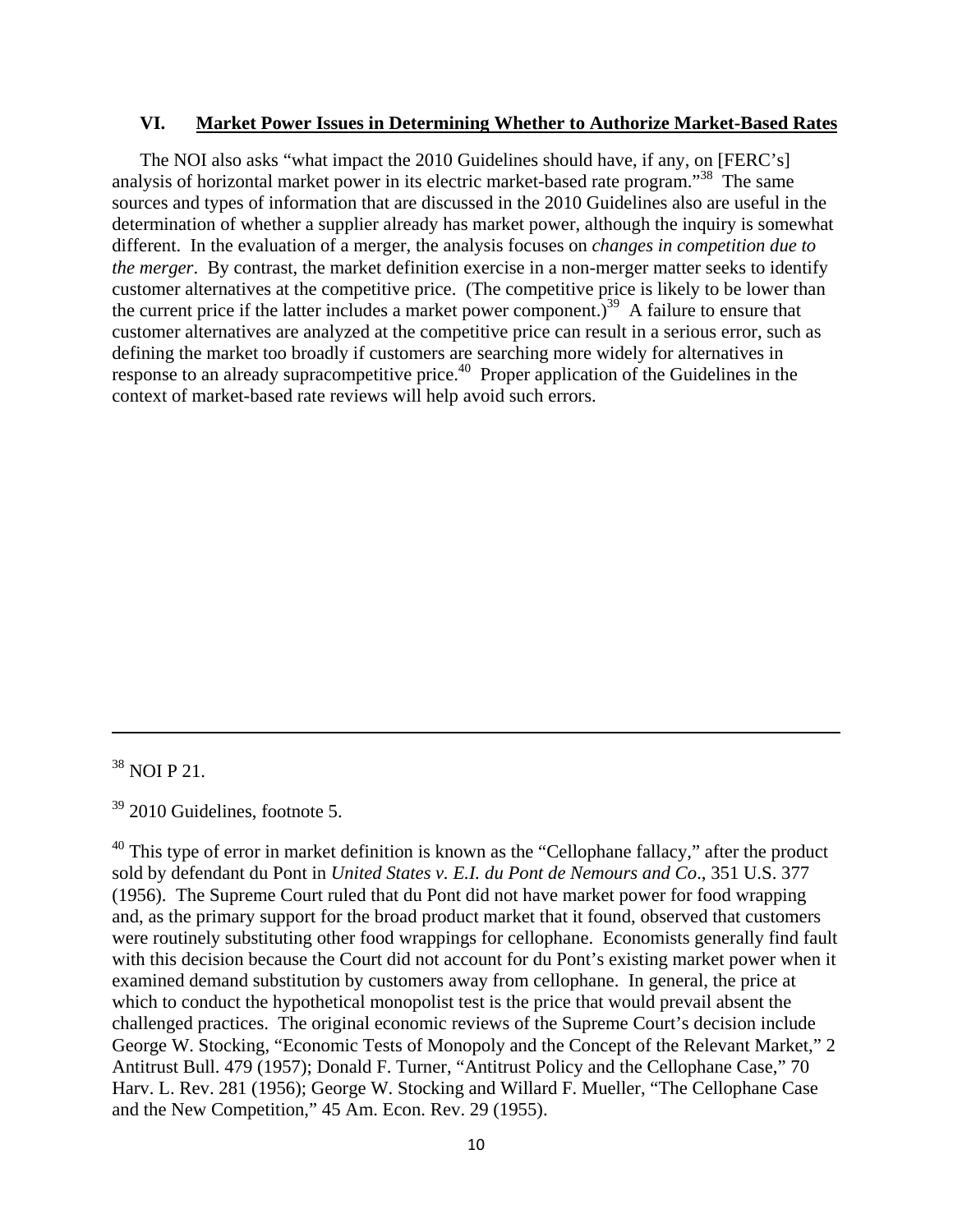## VI. Market Power Issues in Determining Whether to Authorize Market-Based Rates

The NOI also asks "what impact the 2010 Guidelines should have, if any, on [FERC's] analysis of horizontal market power in its electric market-based rate program."[38] The same sources and types of information that are discussed in the 2010 Guidelines also are useful in the determination of whether a supplier already has market power, although the inquiry is somewhat different. In the evaluation of a merger, the analysis focuses on *changes in competition due to the merger*. By contrast, the market definition exercise in a non-merger matter seeks to identify customer alternatives at the competitive price. (The competitive price is likely to be lower than the current price if the latter includes a market power component.)[39] A failure to ensure that customer alternatives are analyzed at the competitive price can result in a serious error, such as defining the market too broadly if customers are searching more widely for alternatives in response to an already supracompetitive price.[40] Proper application of the Guidelines in the context of market-based rate reviews will help avoid such errors.

---

[38] NOI P 21.

[39] 2010 Guidelines, footnote 5.

[40] This type of error in market definition is known as the "Cellophane fallacy," after the product sold by defendant du Pont in *United States v. E.I. du Pont de Nemours and Co*., 351 U.S. 377 (1956). The Supreme Court ruled that du Pont did not have market power for food wrapping and, as the primary support for the broad product market that it found, observed that customers were routinely substituting other food wrappings for cellophane. Economists generally find fault with this decision because the Court did not account for du Pont's existing market power when it examined demand substitution by customers away from cellophane. In general, the price at which to conduct the hypothetical monopolist test is the price that would prevail absent the challenged practices. The original economic reviews of the Supreme Court's decision include George W. Stocking, "Economic Tests of Monopoly and the Concept of the Relevant Market," 2 Antitrust Bull. 479 (1957); Donald F. Turner, "Antitrust Policy and the Cellophane Case," 70 Harv. L. Rev. 281 (1956); George W. Stocking and Willard F. Mueller, "The Cellophane Case and the New Competition," 45 Am. Econ. Rev. 29 (1955).